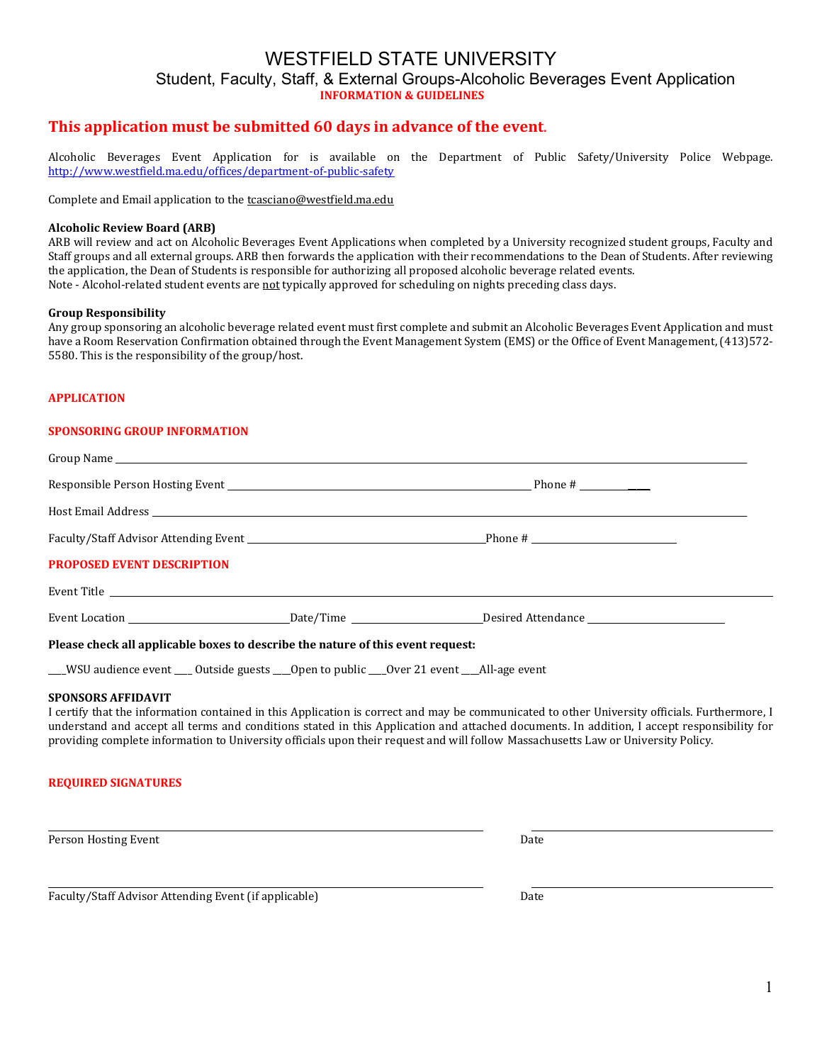# WESTFIELD STATE UNIVERSITY

## Student, Faculty, Staff, & External Groups-Alcoholic Beverages Event Application

**INFORMATION & GUIDELINES**

## This application must be submitted 60 days in advance of the event.

Alcoholic Beverages Event Application for is available on the Department of Public Safety/University Police Webpage. http://www.westfield.ma.edu/offices/department-of-public-safety

Complete and Email application to the tcasciano@westfield.ma.edu

**Alcoholic Review Board (ARB)**

ARB will review and act on Alcoholic Beverages Event Applications when completed by a University recognized student groups, Faculty and Staff groups and all external groups. ARB then forwards the application with their recommendations to the Dean of Students. After reviewing the application, the Dean of Students is responsible for authorizing all proposed alcoholic beverage related events.

Note - Alcohol-related student events are not typically approved for scheduling on nights preceding class days.

**Group Responsibility**

Any group sponsoring an alcoholic beverage related event must first complete and submit an Alcoholic Beverages Event Application and must have a Room Reservation Confirmation obtained through the Event Management System (EMS) or the Office of Event Management, (413)572-5580. This is the responsibility of the group/host.

**APPLICATION**

**SPONSORING GROUP INFORMATION**

Group Name ____________________

Responsible Person Hosting Event ____________________ Phone # ____________

Host Email Address ____________________

Faculty/Staff Advisor Attending Event ____________________ Phone # ____________

**PROPOSED EVENT DESCRIPTION**

Event Title ____________________

Event Location ____________ Date/Time ____________ Desired Attendance ____________

**Please check all applicable boxes to describe the nature of this event request:**

___WSU audience event ___ Outside guests ___Open to public ___Over 21 event ___All-age event

**SPONSORS AFFIDAVIT**

I certify that the information contained in this Application is correct and may be communicated to other University officials. Furthermore, I understand and accept all terms and conditions stated in this Application and attached documents. In addition, I accept responsibility for providing complete information to University officials upon their request and will follow Massachusetts Law or University Policy.

**REQUIRED SIGNATURES**

____________________ ____________________

Person Hosting Event Date

____________________ ____________________

Faculty/Staff Advisor Attending Event (if applicable) Date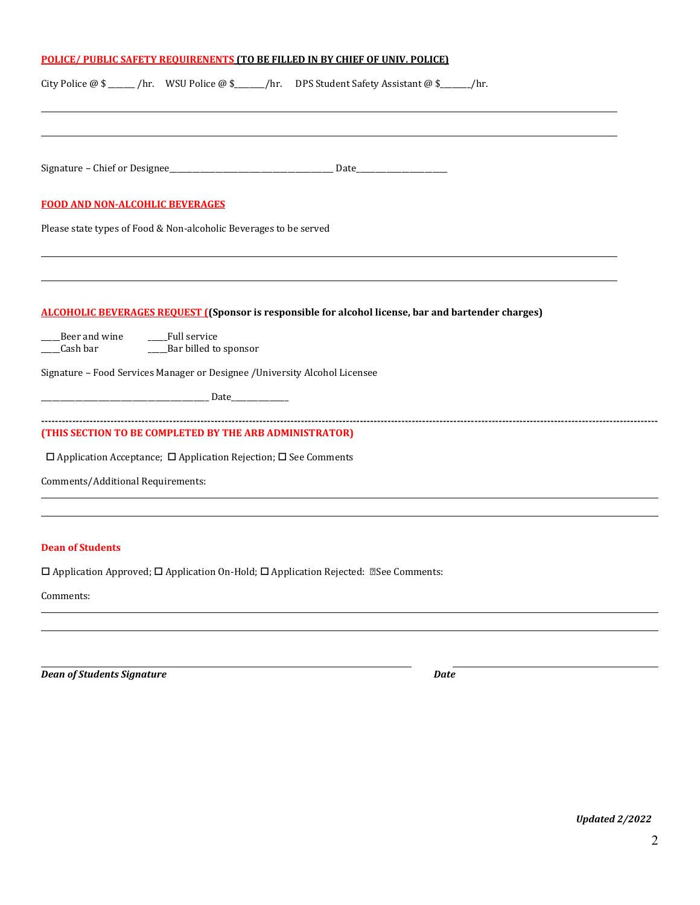**POLICE/ PUBLIC SAFETY REQUIRENENTS (TO BE FILLED IN BY CHIEF OF UNIV. POLICE)**

City Police @ $ ______ /hr. WSU Police @ $_______/hr. DPS Student Safety Assistant @ $_______/hr.

---

---

Signature – Chief or Designee_______________________________________ Date______________________

**FOOD AND NON-ALCOHLIC BEVERAGES**

Please state types of Food & Non-alcoholic Beverages to be served

---

---

**ALCOHOLIC BEVERAGES REQUEST ((Sponsor is responsible for alcohol license, bar and bartender charges)**

____Beer and wine ____Full service
____Cash bar ____Bar billed to sponsor

Signature – Food Services Manager or Designee /University Alcohol Licensee

________________________________________ Date_____________

---

**(THIS SECTION TO BE COMPLETED BY THE ARB ADMINISTRATOR)**

☐ Application Acceptance; ☐ Application Rejection; ☐ See Comments

Comments/Additional Requirements:

---

---

**Dean of Students**

☐ Application Approved; ☐ Application On-Hold; ☐ Application Rejected: ☐See Comments:

Comments:

---

---

***Dean of Students Signature*** ***Date***

***Updated 2/2022***